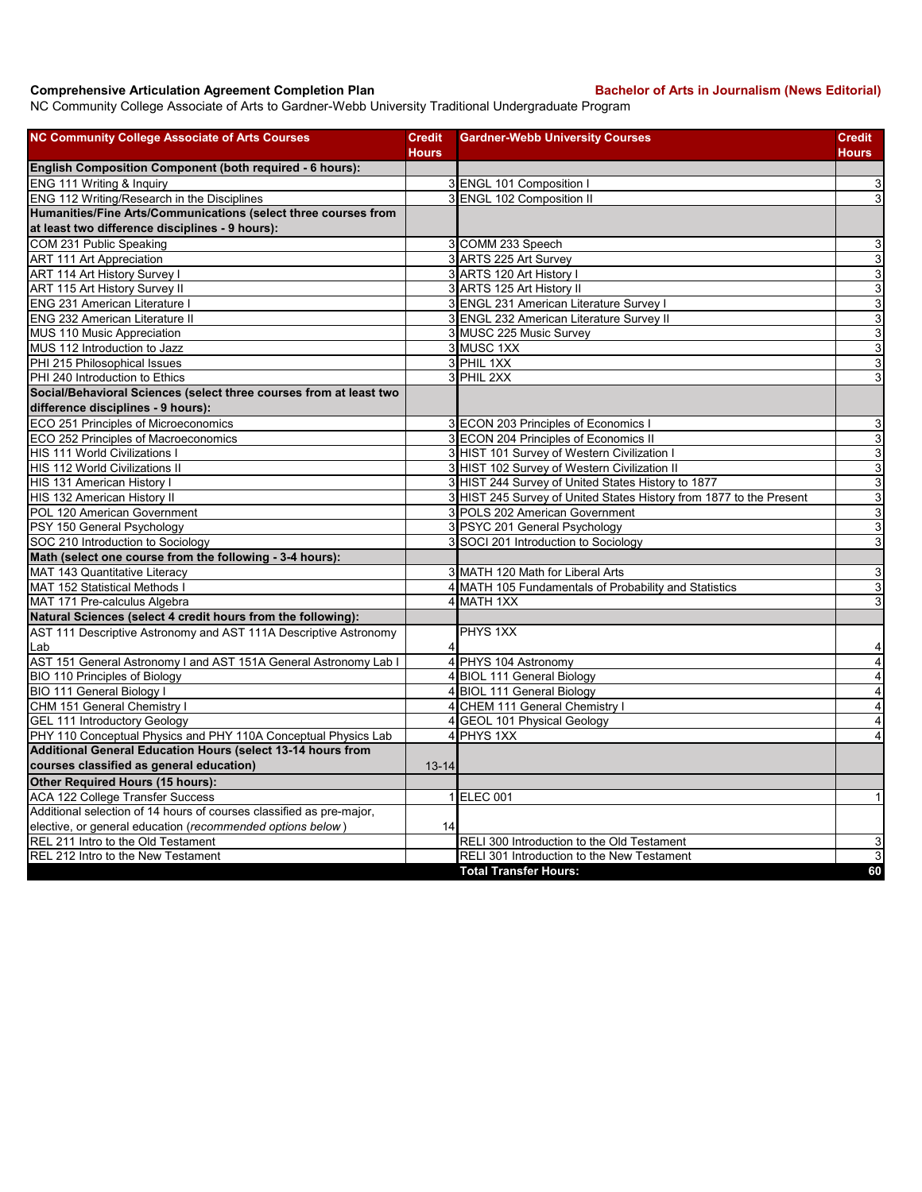**Comprehensive Articulation Agreement Completion Plan** **Bachelor of Arts in Journalism (News Editorial)**

NC Community College Associate of Arts to Gardner-Webb University Traditional Undergraduate Program

| NC Community College Associate of Arts Courses | Credit Hours | Gardner-Webb University Courses | Credit Hours |
|---|---|---|---|
| **English Composition Component (both required - 6 hours):** | | | |
| ENG 111 Writing & Inquiry | 3 | ENGL 101 Composition I | 3 |
| ENG 112 Writing/Research in the Disciplines | 3 | ENGL 102 Composition II | 3 |
| **Humanities/Fine Arts/Communications (select three courses from at least two difference disciplines - 9 hours):** | | | |
| COM 231 Public Speaking | 3 | COMM 233 Speech | 3 |
| ART 111 Art Appreciation | 3 | ARTS 225 Art Survey | 3 |
| ART 114 Art History Survey I | 3 | ARTS 120 Art History I | 3 |
| ART 115 Art History Survey II | 3 | ARTS 125 Art History II | 3 |
| ENG 231 American Literature I | 3 | ENGL 231 American Literature Survey I | 3 |
| ENG 232 American Literature II | 3 | ENGL 232 American Literature Survey II | 3 |
| MUS 110 Music Appreciation | 3 | MUSC 225 Music Survey | 3 |
| MUS 112 Introduction to Jazz | 3 | MUSC 1XX | 3 |
| PHI 215 Philosophical Issues | 3 | PHIL 1XX | 3 |
| PHI 240 Introduction to Ethics | 3 | PHIL 2XX | 3 |
| **Social/Behavioral Sciences (select three courses from at least two difference disciplines - 9 hours):** | | | |
| ECO 251 Principles of Microeconomics | 3 | ECON 203 Principles of Economics I | 3 |
| ECO 252 Principles of Macroeconomics | 3 | ECON 204 Principles of Economics II | 3 |
| HIS 111 World Civilizations I | 3 | HIST 101 Survey of Western Civilization I | 3 |
| HIS 112 World Civilizations II | 3 | HIST 102 Survey of Western Civilization II | 3 |
| HIS 131 American History I | 3 | HIST 244 Survey of United States History to 1877 | 3 |
| HIS 132 American History II | 3 | HIST 245 Survey of United States History from 1877 to the Present | 3 |
| POL 120 American Government | 3 | POLS 202 American Government | 3 |
| PSY 150 General Psychology | 3 | PSYC 201 General Psychology | 3 |
| SOC 210 Introduction to Sociology | 3 | SOCI 201 Introduction to Sociology | 3 |
| **Math (select one course from the following - 3-4 hours):** | | | |
| MAT 143 Quantitative Literacy | 3 | MATH 120 Math for Liberal Arts | 3 |
| MAT 152 Statistical Methods I | 4 | MATH 105 Fundamentals of Probability and Statistics | 3 |
| MAT 171 Pre-calculus Algebra | 4 | MATH 1XX | 3 |
| **Natural Sciences (select 4 credit hours from the following):** | | | |
| AST 111 Descriptive Astronomy and AST 111A Descriptive Astronomy Lab | 4 | PHYS 1XX | 4 |
| AST 151 General Astronomy I and AST 151A General Astronomy Lab I | 4 | PHYS 104 Astronomy | 4 |
| BIO 110 Principles of Biology | 4 | BIOL 111 General Biology | 4 |
| BIO 111 General Biology I | 4 | BIOL 111 General Biology | 4 |
| CHM 151 General Chemistry I | 4 | CHEM 111 General Chemistry I | 4 |
| GEL 111 Introductory Geology | 4 | GEOL 101 Physical Geology | 4 |
| PHY 110 Conceptual Physics and PHY 110A Conceptual Physics Lab | 4 | PHYS 1XX | 4 |
| **Additional General Education Hours (select 13-14 hours from courses classified as general education)** | 13-14 | | |
| **Other Required Hours (15 hours):** | | | |
| ACA 122 College Transfer Success | 1 | ELEC 001 | 1 |
| Additional selection of 14 hours of courses classified as pre-major, elective, or general education (*recommended options below*) | 14 | | |
| REL 211 Intro to the Old Testament | | RELI 300 Introduction to the Old Testament | 3 |
| REL 212 Intro to the New Testament | | RELI 301 Introduction to the New Testament | 3 |
| | | **Total Transfer Hours:** | **60** |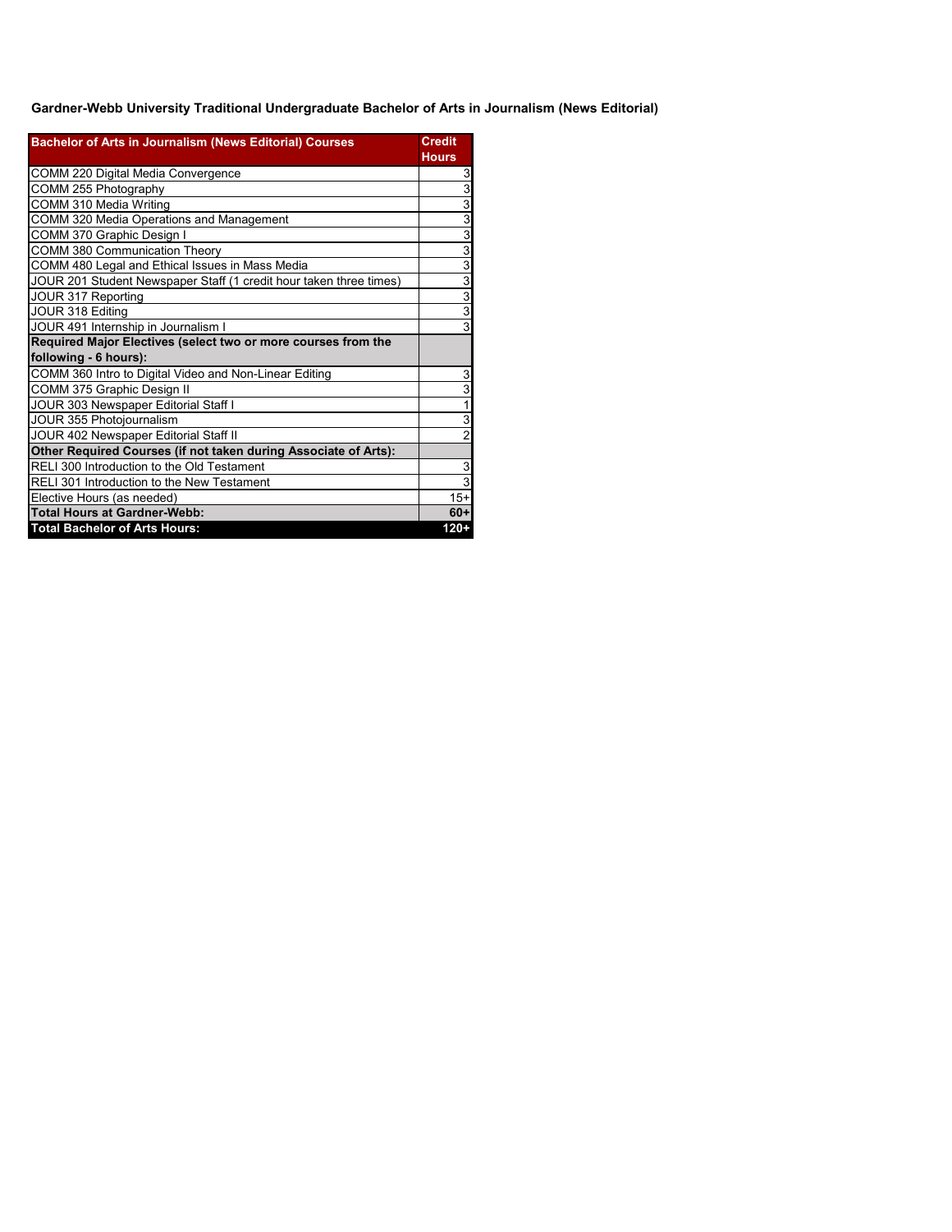**Gardner-Webb University Traditional Undergraduate Bachelor of Arts in Journalism (News Editorial)**

| Bachelor of Arts in Journalism (News Editorial) Courses | Credit Hours |
|---|---|
| COMM 220 Digital Media Convergence | 3 |
| COMM 255 Photography | 3 |
| COMM 310 Media Writing | 3 |
| COMM 320 Media Operations and Management | 3 |
| COMM 370 Graphic Design I | 3 |
| COMM 380 Communication Theory | 3 |
| COMM 480 Legal and Ethical Issues in Mass Media | 3 |
| JOUR 201 Student Newspaper Staff (1 credit hour taken three times) | 3 |
| JOUR 317 Reporting | 3 |
| JOUR 318 Editing | 3 |
| JOUR 491 Internship in Journalism I | 3 |
| **Required Major Electives (select two or more courses from the following - 6 hours):** | |
| COMM 360 Intro to Digital Video and Non-Linear Editing | 3 |
| COMM 375 Graphic Design II | 3 |
| JOUR 303 Newspaper Editorial Staff I | 1 |
| JOUR 355 Photojournalism | 3 |
| JOUR 402 Newspaper Editorial Staff II | 2 |
| **Other Required Courses (if not taken during Associate of Arts):** | |
| RELI 300 Introduction to the Old Testament | 3 |
| RELI 301 Introduction to the New Testament | 3 |
| Elective Hours (as needed) | 15+ |
| **Total Hours at Gardner-Webb:** | **60+** |
| **Total Bachelor of Arts Hours:** | **120+** |